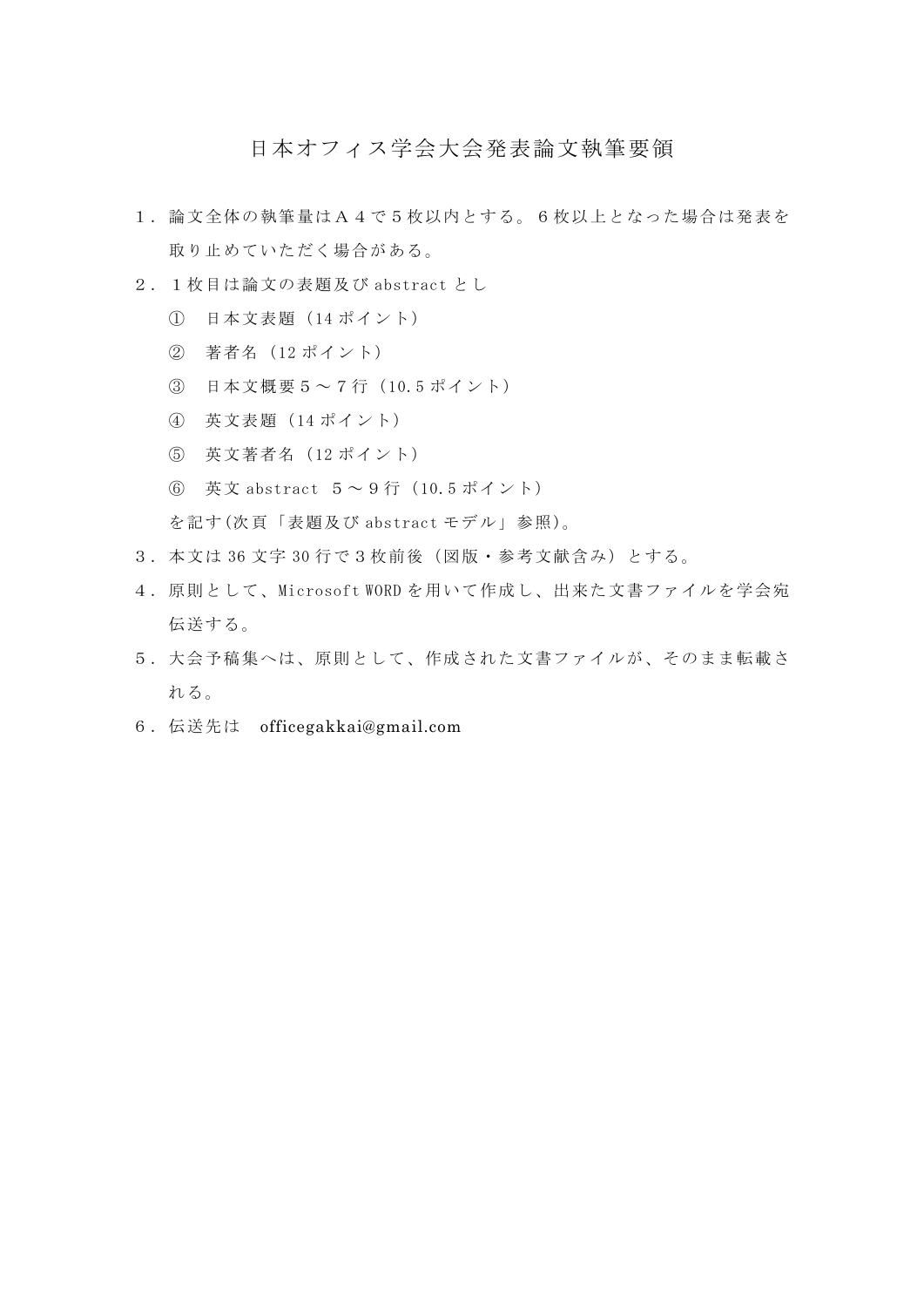# 日本オフィス学会大会発表論文執筆要領

１．論文全体の執筆量はＡ４で５枚以内とする。６枚以上となった場合は発表を取り止めていただく場合がある。

２．１枚目は論文の表題及び abstract とし

① 日本文表題（14 ポイント）

② 著者名（12 ポイント）

③ 日本文概要５～７行（10.5 ポイント）

④ 英文表題（14 ポイント）

⑤ 英文著者名（12 ポイント）

⑥ 英文 abstract ５～９行（10.5 ポイント）

を記す(次頁「表題及び abstract モデル」参照)。

３．本文は 36 文字 30 行で３枚前後（図版・参考文献含み）とする。

４．原則として、Microsoft WORD を用いて作成し、出来た文書ファイルを学会宛伝送する。

５．大会予稿集へは、原則として、作成された文書ファイルが、そのまま転載される。

６．伝送先は　officegakkai@gmail.com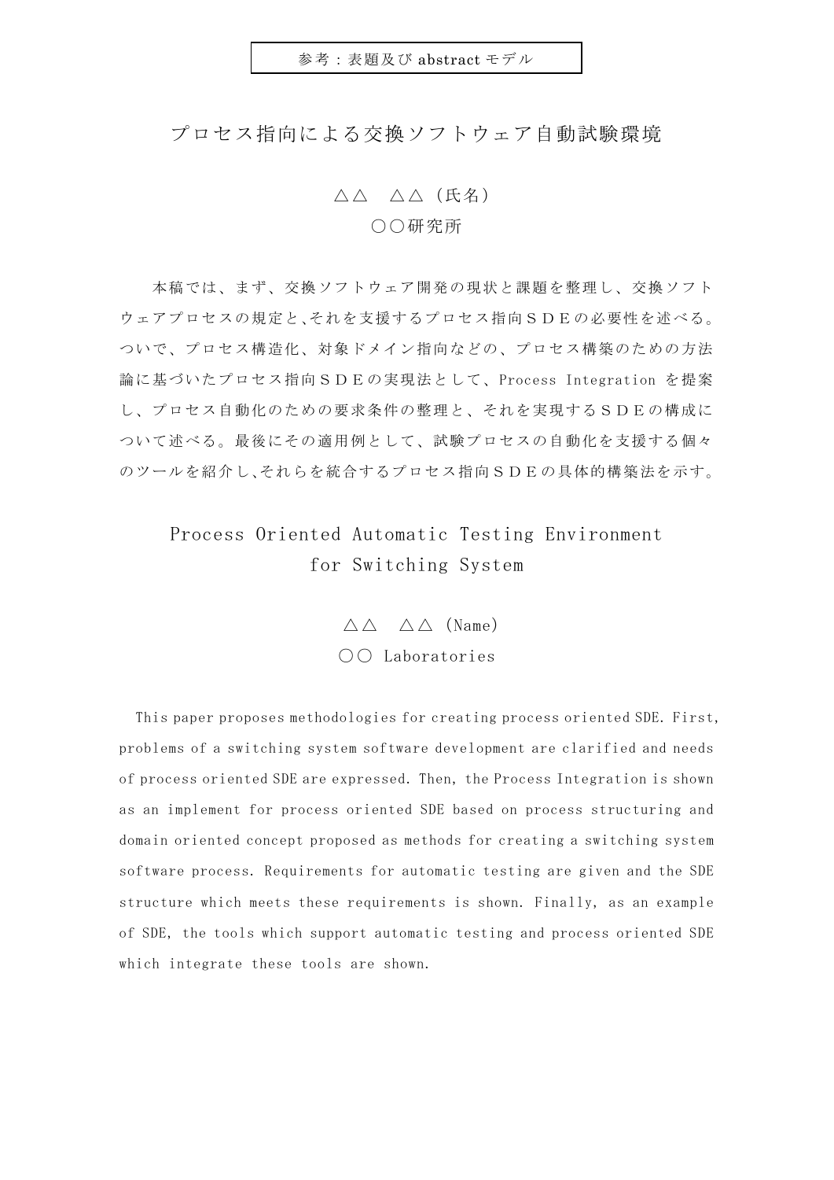参考：表題及び abstract モデル

# プロセス指向による交換ソフトウェア自動試験環境

△△　△△（氏名）

○○研究所

本稿では、まず、交換ソフトウェア開発の現状と課題を整理し、交換ソフトウェアプロセスの規定と､それを支援するプロセス指向ＳＤＥの必要性を述べる。ついで、プロセス構造化、対象ドメイン指向などの、プロセス構築のための方法論に基づいたプロセス指向ＳＤＥの実現法として、Process Integration を提案し、プロセス自動化のための要求条件の整理と、それを実現するＳＤＥの構成について述べる。最後にその適用例として、試験プロセスの自動化を支援する個々のツールを紹介し､それらを統合するプロセス指向ＳＤＥの具体的構築法を示す。

# Process Oriented Automatic Testing Environment for Switching System

△△　△△ (Name)

○○ Laboratories

This paper proposes methodologies for creating process oriented SDE. First, problems of a switching system software development are clarified and needs of process oriented SDE are expressed. Then, the Process Integration is shown as an implement for process oriented SDE based on process structuring and domain oriented concept proposed as methods for creating a switching system software process. Requirements for automatic testing are given and the SDE structure which meets these requirements is shown. Finally, as an example of SDE, the tools which support automatic testing and process oriented SDE which integrate these tools are shown.